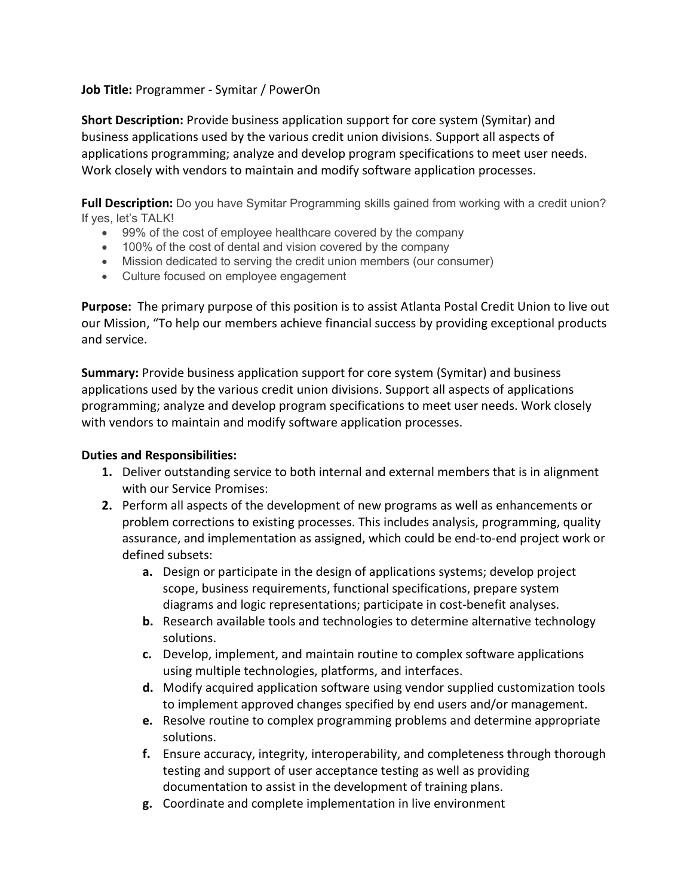**Job Title:** Programmer - Symitar / PowerOn

**Short Description:** Provide business application support for core system (Symitar) and business applications used by the various credit union divisions. Support all aspects of applications programming; analyze and develop program specifications to meet user needs. Work closely with vendors to maintain and modify software application processes.

**Full Description:** Do you have Symitar Programming skills gained from working with a credit union? If yes, let's TALK!

- 99% of the cost of employee healthcare covered by the company
- 100% of the cost of dental and vision covered by the company
- Mission dedicated to serving the credit union members (our consumer)
- Culture focused on employee engagement

**Purpose:** The primary purpose of this position is to assist Atlanta Postal Credit Union to live out our Mission, "To help our members achieve financial success by providing exceptional products and service.

**Summary:** Provide business application support for core system (Symitar) and business applications used by the various credit union divisions. Support all aspects of applications programming; analyze and develop program specifications to meet user needs. Work closely with vendors to maintain and modify software application processes.

**Duties and Responsibilities:**

1. Deliver outstanding service to both internal and external members that is in alignment with our Service Promises:
2. Perform all aspects of the development of new programs as well as enhancements or problem corrections to existing processes. This includes analysis, programming, quality assurance, and implementation as assigned, which could be end-to-end project work or defined subsets:
    a. Design or participate in the design of applications systems; develop project scope, business requirements, functional specifications, prepare system diagrams and logic representations; participate in cost-benefit analyses.
    b. Research available tools and technologies to determine alternative technology solutions.
    c. Develop, implement, and maintain routine to complex software applications using multiple technologies, platforms, and interfaces.
    d. Modify acquired application software using vendor supplied customization tools to implement approved changes specified by end users and/or management.
    e. Resolve routine to complex programming problems and determine appropriate solutions.
    f. Ensure accuracy, integrity, interoperability, and completeness through thorough testing and support of user acceptance testing as well as providing documentation to assist in the development of training plans.
    g. Coordinate and complete implementation in live environment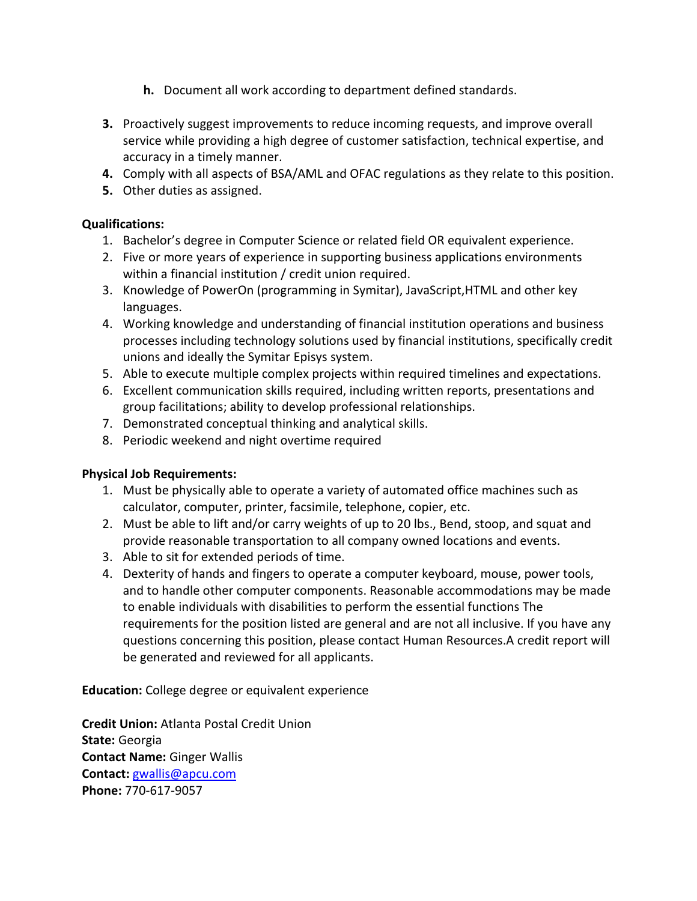h. Document all work according to department defined standards.

3. Proactively suggest improvements to reduce incoming requests, and improve overall service while providing a high degree of customer satisfaction, technical expertise, and accuracy in a timely manner.
4. Comply with all aspects of BSA/AML and OFAC regulations as they relate to this position.
5. Other duties as assigned.

**Qualifications:**

1. Bachelor's degree in Computer Science or related field OR equivalent experience.
2. Five or more years of experience in supporting business applications environments within a financial institution / credit union required.
3. Knowledge of PowerOn (programming in Symitar), JavaScript,HTML and other key languages.
4. Working knowledge and understanding of financial institution operations and business processes including technology solutions used by financial institutions, specifically credit unions and ideally the Symitar Episys system.
5. Able to execute multiple complex projects within required timelines and expectations.
6. Excellent communication skills required, including written reports, presentations and group facilitations; ability to develop professional relationships.
7. Demonstrated conceptual thinking and analytical skills.
8. Periodic weekend and night overtime required

**Physical Job Requirements:**

1. Must be physically able to operate a variety of automated office machines such as calculator, computer, printer, facsimile, telephone, copier, etc.
2. Must be able to lift and/or carry weights of up to 20 lbs., Bend, stoop, and squat and provide reasonable transportation to all company owned locations and events.
3. Able to sit for extended periods of time.
4. Dexterity of hands and fingers to operate a computer keyboard, mouse, power tools, and to handle other computer components. Reasonable accommodations may be made to enable individuals with disabilities to perform the essential functions The requirements for the position listed are general and are not all inclusive. If you have any questions concerning this position, please contact Human Resources.A credit report will be generated and reviewed for all applicants.

**Education:** College degree or equivalent experience

**Credit Union:** Atlanta Postal Credit Union
**State:** Georgia
**Contact Name:** Ginger Wallis
**Contact:** gwallis@apcu.com
**Phone:** 770-617-9057